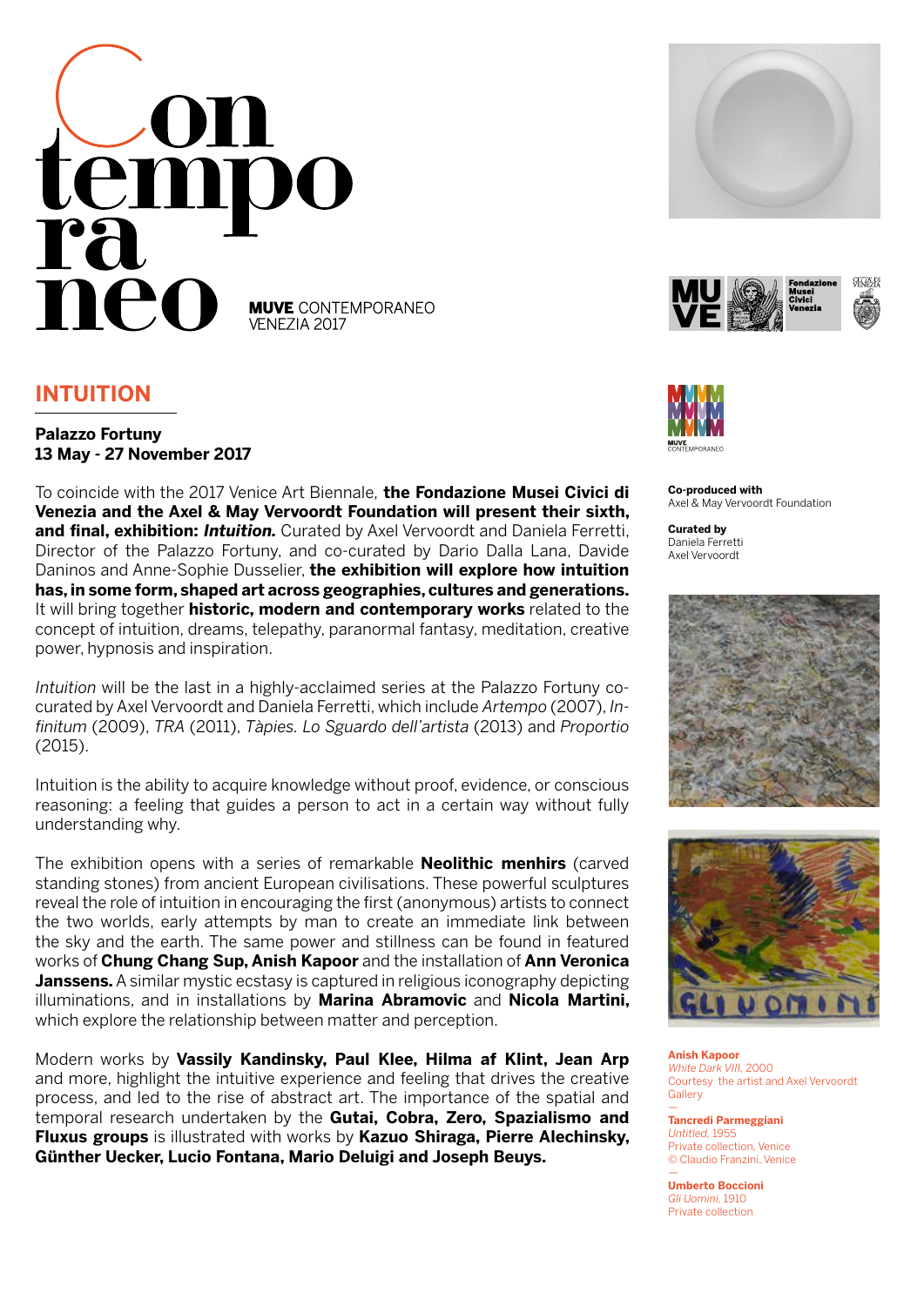# Contemporaneo

MUVE CONTEMPORANEO
VENEZIA 2017

## INTUITION

**Palazzo Fortuny**
**13 May - 27 November 2017**

To coincide with the 2017 Venice Art Biennale, **the Fondazione Musei Civici di Venezia and the Axel & May Vervoordt Foundation will present their sixth, and final, exhibition: *Intuition*.** Curated by Axel Vervoordt and Daniela Ferretti, Director of the Palazzo Fortuny, and co-curated by Dario Dalla Lana, Davide Daninos and Anne-Sophie Dusselier, **the exhibition will explore how intuition has, in some form, shaped art across geographies, cultures and generations.** It will bring together **historic, modern and contemporary works** related to the concept of intuition, dreams, telepathy, paranormal fantasy, meditation, creative power, hypnosis and inspiration.

*Intuition* will be the last in a highly-acclaimed series at the Palazzo Fortuny co-curated by Axel Vervoordt and Daniela Ferretti, which include *Artempo* (2007), *Infinitum* (2009), *TRA* (2011), *Tàpies. Lo Sguardo dell'artista* (2013) and *Proportio* (2015).

Intuition is the ability to acquire knowledge without proof, evidence, or conscious reasoning: a feeling that guides a person to act in a certain way without fully understanding why.

The exhibition opens with a series of remarkable **Neolithic menhirs** (carved standing stones) from ancient European civilisations. These powerful sculptures reveal the role of intuition in encouraging the first (anonymous) artists to connect the two worlds, early attempts by man to create an immediate link between the sky and the earth. The same power and stillness can be found in featured works of **Chung Chang Sup, Anish Kapoor** and the installation of **Ann Veronica Janssens.** A similar mystic ecstasy is captured in religious iconography depicting illuminations, and in installations by **Marina Abramovic** and **Nicola Martini,** which explore the relationship between matter and perception.

Modern works by **Vassily Kandinsky, Paul Klee, Hilma af Klint, Jean Arp** and more, highlight the intuitive experience and feeling that drives the creative process, and led to the rise of abstract art. The importance of the spatial and temporal research undertaken by the **Gutai, Cobra, Zero, Spazialismo and Fluxus groups** is illustrated with works by **Kazuo Shiraga, Pierre Alechinsky, Günther Uecker, Lucio Fontana, Mario Deluigi and Joseph Beuys.**

MUVE CONTEMPORANEO

**Co-produced with**
Axel & May Vervoordt Foundation

**Curated by**
Daniela Ferretti
Axel Vervoordt

**Anish Kapoor**
*White Dark VIII*, 2000
Courtesy the artist and Axel Vervoordt Gallery

—

**Tancredi Parmeggiani**
*Untitled*, 1955
Private collection, Venice
© Claudio Franzini, Venice

—

**Umberto Boccioni**
*Gli Uomini*, 1910
Private collection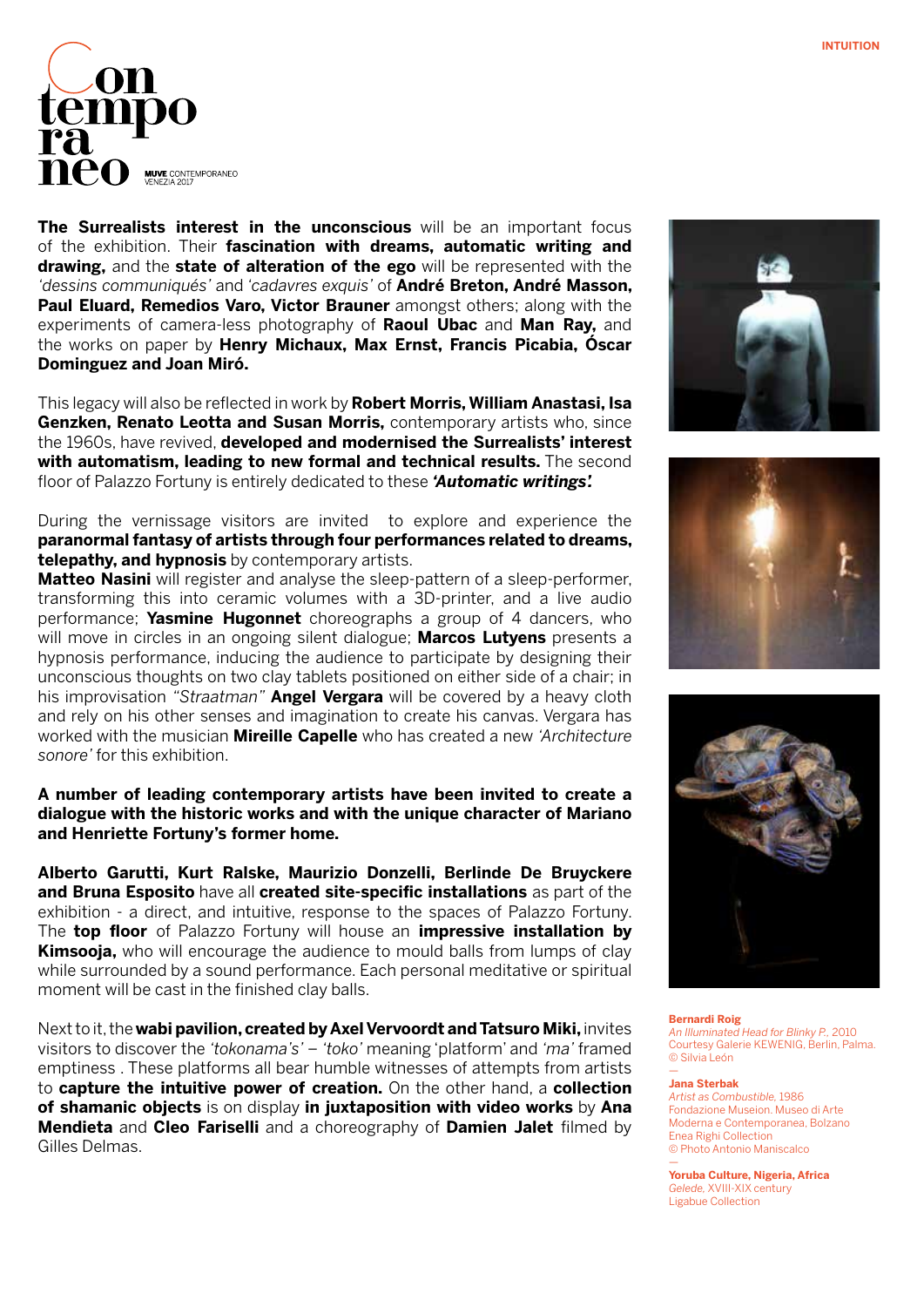**The Surrealists interest in the unconscious** will be an important focus of the exhibition. Their **fascination with dreams, automatic writing and drawing,** and the **state of alteration of the ego** will be represented with the *'dessins communiqués'* and *'cadavres exquis'* of **André Breton, André Masson, Paul Eluard, Remedios Varo, Victor Brauner** amongst others; along with the experiments of camera-less photography of **Raoul Ubac** and **Man Ray,** and the works on paper by **Henry Michaux, Max Ernst, Francis Picabia, Óscar Dominguez and Joan Miró.**

This legacy will also be reflected in work by **Robert Morris, William Anastasi, Isa Genzken, Renato Leotta and Susan Morris,** contemporary artists who, since the 1960s, have revived, **developed and modernised the Surrealists' interest with automatism, leading to new formal and technical results.** The second floor of Palazzo Fortuny is entirely dedicated to these ***'Automatic writings'.***

During the vernissage visitors are invited to explore and experience the **paranormal fantasy of artists through four performances related to dreams, telepathy, and hypnosis** by contemporary artists.
**Matteo Nasini** will register and analyse the sleep-pattern of a sleep-performer, transforming this into ceramic volumes with a 3D-printer, and a live audio performance; **Yasmine Hugonnet** choreographs a group of 4 dancers, who will move in circles in an ongoing silent dialogue; **Marcos Lutyens** presents a hypnosis performance, inducing the audience to participate by designing their unconscious thoughts on two clay tablets positioned on either side of a chair; in his improvisation *"Straatman"* **Angel Vergara** will be covered by a heavy cloth and rely on his other senses and imagination to create his canvas. Vergara has worked with the musician **Mireille Capelle** who has created a new *'Architecture sonore'* for this exhibition.

**A number of leading contemporary artists have been invited to create a dialogue with the historic works and with the unique character of Mariano and Henriette Fortuny's former home.**

**Alberto Garutti, Kurt Ralske, Maurizio Donzelli, Berlinde De Bruyckere and Bruna Esposito** have all **created site-specific installations** as part of the exhibition - a direct, and intuitive, response to the spaces of Palazzo Fortuny. The **top floor** of Palazzo Fortuny will house an **impressive installation by Kimsooja,** who will encourage the audience to mould balls from lumps of clay while surrounded by a sound performance. Each personal meditative or spiritual moment will be cast in the finished clay balls.

Next to it, the **wabi pavilion, created by Axel Vervoordt and Tatsuro Miki,** invites visitors to discover the *'tokonama's'* – *'toko'* meaning 'platform' and *'ma'* framed emptiness . These platforms all bear humble witnesses of attempts from artists to **capture the intuitive power of creation.** On the other hand, a **collection of shamanic objects** is on display **in juxtaposition with video works** by **Ana Mendieta** and **Cleo Fariselli** and a choreography of **Damien Jalet** filmed by Gilles Delmas.

**Bernardi Roig**
*An Illuminated Head for Blinky P.*, 2010
Courtesy Galerie KEWENIG, Berlin, Palma.
© Silvia León

**Jana Sterbak**
*Artist as Combustible*, 1986
Fondazione Museion. Museo di Arte Moderna e Contemporanea, Bolzano
Enea Righi Collection
© Photo Antonio Maniscalco

**Yoruba Culture, Nigeria, Africa**
*Gelede*, XVIII-XIX century
Ligabue Collection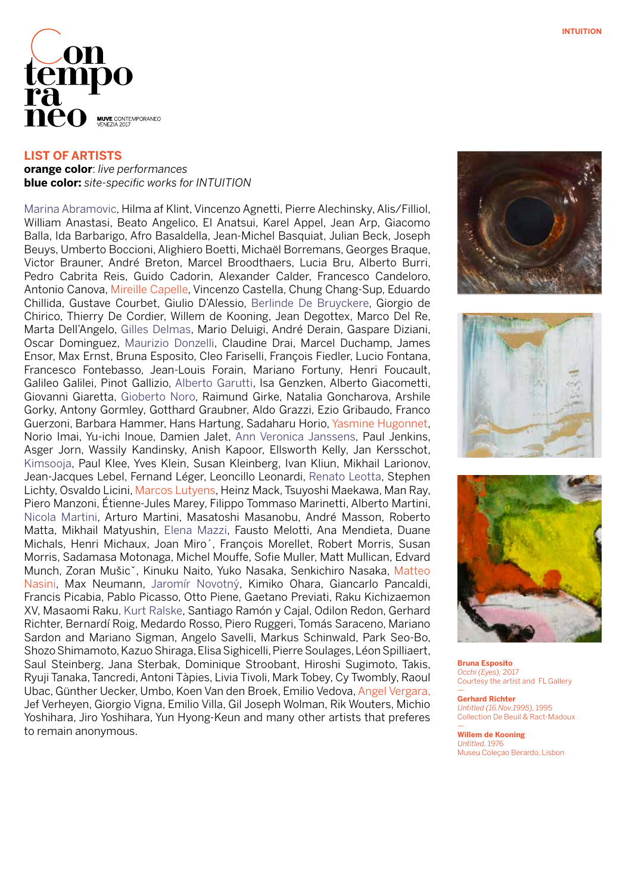Contemporaneo

MUVE CONTEMPORANEO
VENEZIA 2017

## LIST OF ARTISTS

**orange color**: *live performances*
**blue color:** *site-specific works for INTUITION*

Marina Abramovic, Hilma af Klint, Vincenzo Agnetti, Pierre Alechinsky, Alis/Filliol, William Anastasi, Beato Angelico, El Anatsui, Karel Appel, Jean Arp, Giacomo Balla, Ida Barbarigo, Afro Basaldella, Jean-Michel Basquiat, Julian Beck, Joseph Beuys, Umberto Boccioni, Alighiero Boetti, Michaël Borremans, Georges Braque, Victor Brauner, André Breton, Marcel Broodthaers, Lucia Bru, Alberto Burri, Pedro Cabrita Reis, Guido Cadorin, Alexander Calder, Francesco Candeloro, Antonio Canova, Mireille Capelle, Vincenzo Castella, Chung Chang-Sup, Eduardo Chillida, Gustave Courbet, Giulio D'Alessio, Berlinde De Bruyckere, Giorgio de Chirico, Thierry De Cordier, Willem de Kooning, Jean Degottex, Marco Del Re, Marta Dell'Angelo, Gilles Delmas, Mario Deluigi, André Derain, Gaspare Diziani, Oscar Dominguez, Maurizio Donzelli, Claudine Drai, Marcel Duchamp, James Ensor, Max Ernst, Bruna Esposito, Cleo Fariselli, François Fiedler, Lucio Fontana, Francesco Fontebasso, Jean-Louis Forain, Mariano Fortuny, Henri Foucault, Galileo Galilei, Pinot Gallizio, Alberto Garutti, Isa Genzken, Alberto Giacometti, Giovanni Giaretta, Gioberto Noro, Raimund Girke, Natalia Goncharova, Arshile Gorky, Antony Gormley, Gotthard Graubner, Aldo Grazzi, Ezio Gribaudo, Franco Guerzoni, Barbara Hammer, Hans Hartung, Sadaharu Horio, Yasmine Hugonnet, Norio Imai, Yu-ichi Inoue, Damien Jalet, Ann Veronica Janssens, Paul Jenkins, Asger Jorn, Wassily Kandinsky, Anish Kapoor, Ellsworth Kelly, Jan Kersschot, Kimsooja, Paul Klee, Yves Klein, Susan Kleinberg, Ivan Kliun, Mikhail Larionov, Jean-Jacques Lebel, Fernand Léger, Leoncillo Leonardi, Renato Leotta, Stephen Lichty, Osvaldo Licini, Marcos Lutyens, Heinz Mack, Tsuyoshi Maekawa, Man Ray, Piero Manzoni, Étienne-Jules Marey, Filippo Tommaso Marinetti, Alberto Martini, Nicola Martini, Arturo Martini, Masatoshi Masanobu, André Masson, Roberto Matta, Mikhail Matyushin, Elena Mazzi, Fausto Melotti, Ana Mendieta, Duane Michals, Henri Michaux, Joan Miro´, François Morellet, Robert Morris, Susan Morris, Sadamasa Motonaga, Michel Mouffe, Sofie Muller, Matt Mullican, Edvard Munch, Zoran Mušicˇ, Kinuku Naito, Yuko Nasaka, Senkichiro Nasaka, Matteo Nasini, Max Neumann, Jaromír Novotný, Kimiko Ohara, Giancarlo Pancaldi, Francis Picabia, Pablo Picasso, Otto Piene, Gaetano Previati, Raku Kichizaemon XV, Masaomi Raku, Kurt Ralske, Santiago Ramón y Cajal, Odilon Redon, Gerhard Richter, Bernardí Roig, Medardo Rosso, Piero Ruggeri, Tomás Saraceno, Mariano Sardon and Mariano Sigman, Angelo Savelli, Markus Schinwald, Park Seo-Bo, Shozo Shimamoto, Kazuo Shiraga, Elisa Sighicelli, Pierre Soulages, Léon Spilliaert, Saul Steinberg, Jana Sterbak, Dominique Stroobant, Hiroshi Sugimoto, Takis, Ryuji Tanaka, Tancredi, Antoni Tàpies, Livia Tivoli, Mark Tobey, Cy Twombly, Raoul Ubac, Günther Uecker, Umbo, Koen Van den Broek, Emilio Vedova, Angel Vergara, Jef Verheyen, Giorgio Vigna, Emilio Villa, Gil Joseph Wolman, Rik Wouters, Michio Yoshihara, Jiro Yoshihara, Yun Hyong-Keun and many other artists that preferes to remain anonymous.

**Bruna Esposito**
*Occhi (Eyes)*, 2017
Courtesy the artist and FL Gallery

—

**Gerhard Richter**
*Untitled (16.Nov.1995)*, 1995
Collection De Beuil & Ract-Madoux

—

**Willem de Kooning**
*Untitled*, 1976
Museu Coleçao Berardo, Lisbon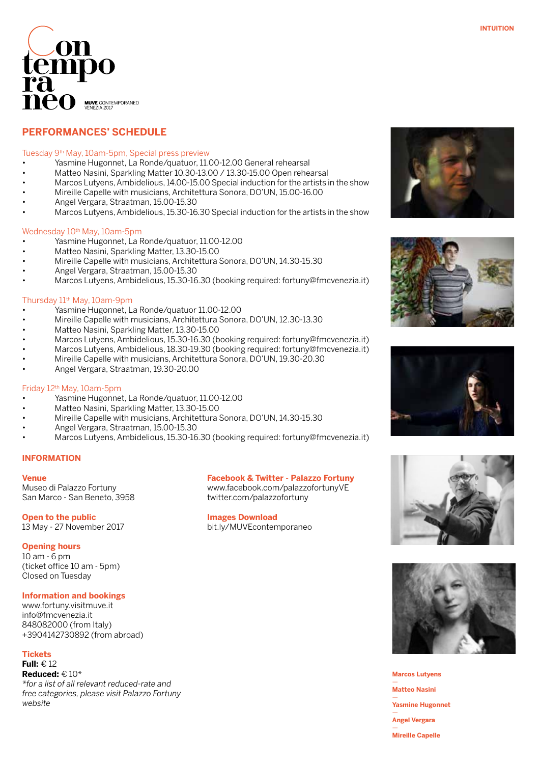Con tempo ra neo

MUVE CONTEMPORANEO VENEZIA 2017

## PERFORMANCES' SCHEDULE

Tuesday 9th May, 10am-5pm, Special press preview

- Yasmine Hugonnet, La Ronde/quatuor, 11.00-12.00 General rehearsal
- Matteo Nasini, Sparkling Matter 10.30-13.00 / 13.30-15.00 Open rehearsal
- Marcos Lutyens, Ambidelious, 14.00-15.00 Special induction for the artists in the show
- Mireille Capelle with musicians, Architettura Sonora, DO'UN, 15.00-16.00
- Angel Vergara, Straatman, 15.00-15.30
- Marcos Lutyens, Ambidelious, 15.30-16.30 Special induction for the artists in the show

Wednesday 10th May, 10am-5pm

- Yasmine Hugonnet, La Ronde/quatuor, 11.00-12.00
- Matteo Nasini, Sparkling Matter, 13.30-15.00
- Mireille Capelle with musicians, Architettura Sonora, DO'UN, 14.30-15.30
- Angel Vergara, Straatman, 15.00-15.30
- Marcos Lutyens, Ambidelious, 15.30-16.30 (booking required: fortuny@fmcvenezia.it)

Thursday 11th May, 10am-9pm

- Yasmine Hugonnet, La Ronde/quatuor 11.00-12.00
- Mireille Capelle with musicians, Architettura Sonora, DO'UN, 12.30-13.30
- Matteo Nasini, Sparkling Matter, 13.30-15.00
- Marcos Lutyens, Ambidelious, 15.30-16.30 (booking required: fortuny@fmcvenezia.it)
- Marcos Lutyens, Ambidelious, 18.30-19.30 (booking required: fortuny@fmcvenezia.it)
- Mireille Capelle with musicians, Architettura Sonora, DO'UN, 19.30-20.30
- Angel Vergara, Straatman, 19.30-20.00

Friday 12th May, 10am-5pm

- Yasmine Hugonnet, La Ronde/quatuor, 11.00-12.00
- Matteo Nasini, Sparkling Matter, 13.30-15.00
- Mireille Capelle with musicians, Architettura Sonora, DO'UN, 14.30-15.30
- Angel Vergara, Straatman, 15.00-15.30
- Marcos Lutyens, Ambidelious, 15.30-16.30 (booking required: fortuny@fmcvenezia.it)

## INFORMATION

**Venue**
Museo di Palazzo Fortuny
San Marco - San Beneto, 3958

**Open to the public**
13 May - 27 November 2017

**Opening hours**
10 am - 6 pm
(ticket office 10 am - 5pm)
Closed on Tuesday

**Information and bookings**
www.fortuny.visitmuve.it
info@fmcvenezia.it
848082000 (from Italy)
+3904142730892 (from abroad)

**Tickets**
**Full:** € 12
**Reduced:** € 10*
*\*for a list of all relevant reduced-rate and free categories, please visit Palazzo Fortuny website*

**Facebook & Twitter - Palazzo Fortuny**
www.facebook.com/palazzofortunyVE
twitter.com/palazzofortuny

**Images Download**
bit.ly/MUVEcontemporaneo

Marcos Lutyens
—
Matteo Nasini
—
Yasmine Hugonnet
—
Angel Vergara
—
Mireille Capelle